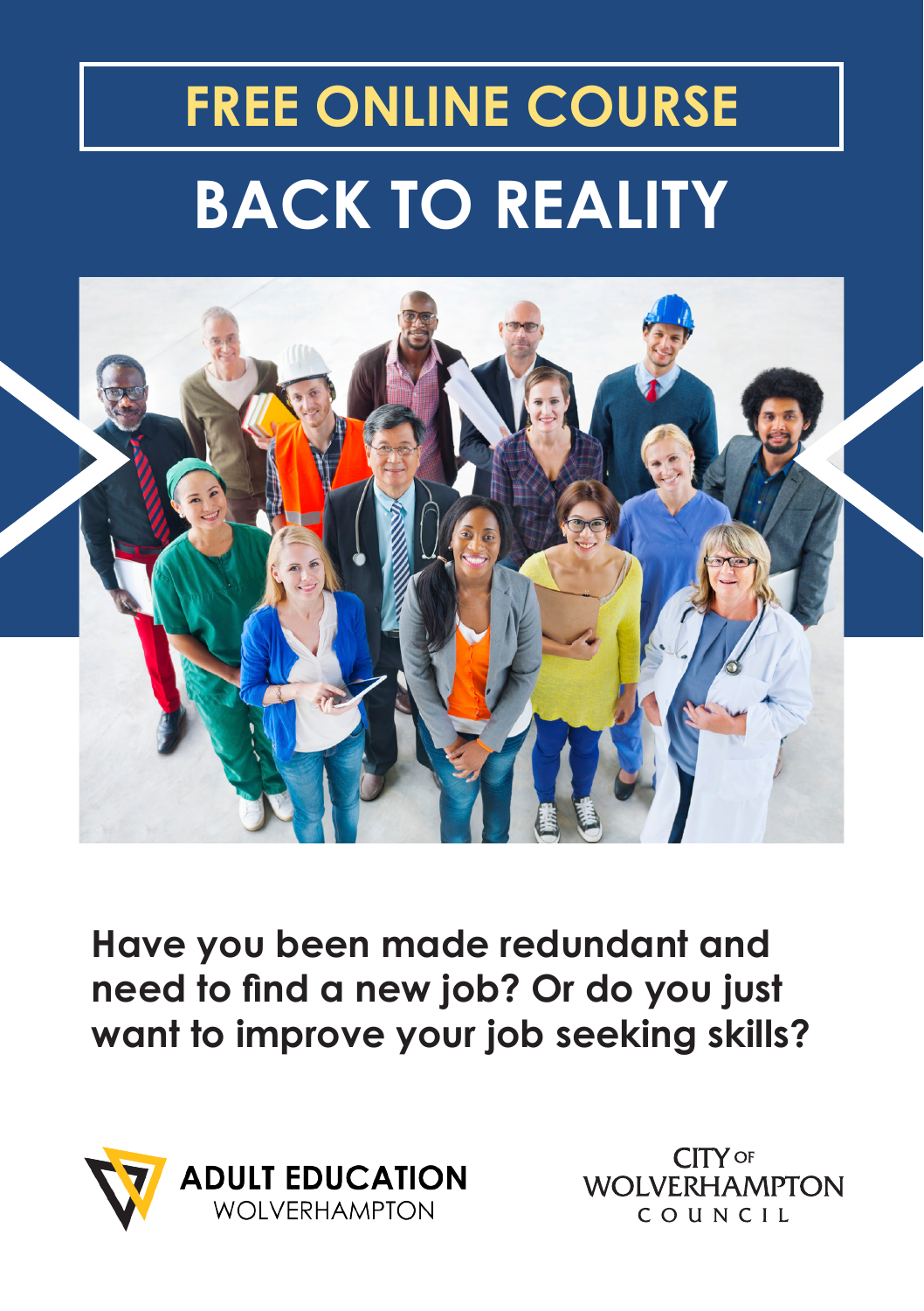# FREE ONLINE COURSE

# BACK TO REALITY

**Have you been made redundant and need to find a new job? Or do you just want to improve your job seeking skills?**

ADULT EDUCATION WOLVERHAMPTON

CITY OF WOLVERHAMPTON COUNCIL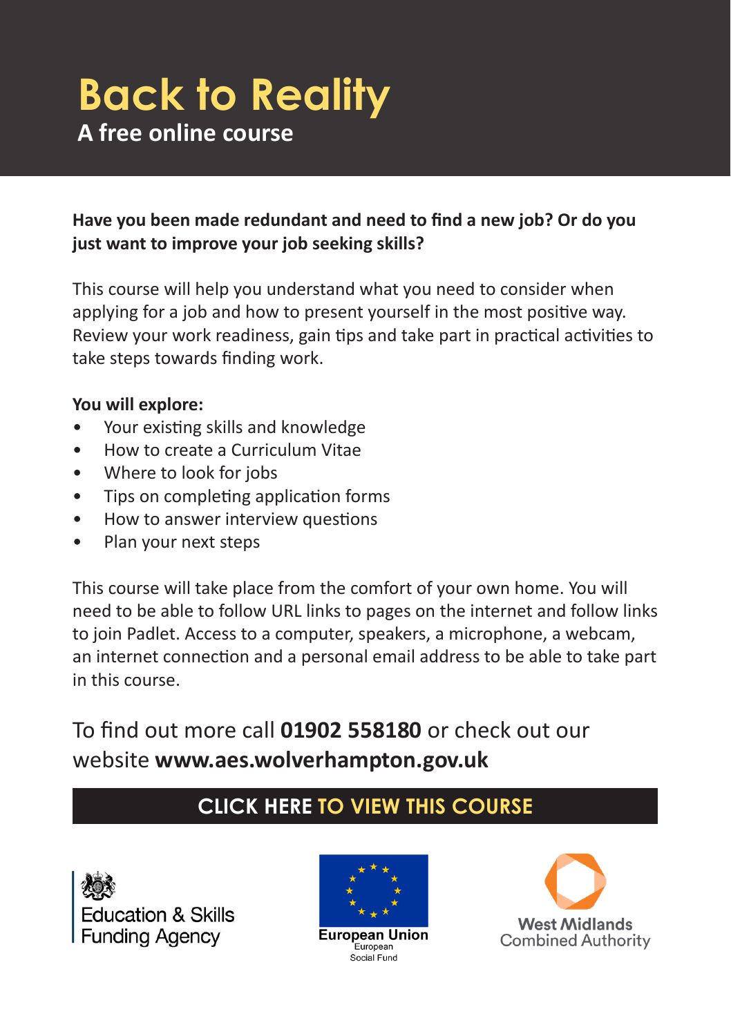# Back to Reality

## A free online course

**Have you been made redundant and need to find a new job? Or do you just want to improve your job seeking skills?**

This course will help you understand what you need to consider when applying for a job and how to present yourself in the most positive way. Review your work readiness, gain tips and take part in practical activities to take steps towards finding work.

**You will explore:**

- Your existing skills and knowledge
- How to create a Curriculum Vitae
- Where to look for jobs
- Tips on completing application forms
- How to answer interview questions
- Plan your next steps

This course will take place from the comfort of your own home. You will need to be able to follow URL links to pages on the internet and follow links to join Padlet. Access to a computer, speakers, a microphone, a webcam, an internet connection and a personal email address to be able to take part in this course.

To find out more call **01902 558180** or check out our website **www.aes.wolverhampton.gov.uk**

**CLICK HERE TO VIEW THIS COURSE**

Education & Skills Funding Agency

European Union
European Social Fund

West Midlands Combined Authority